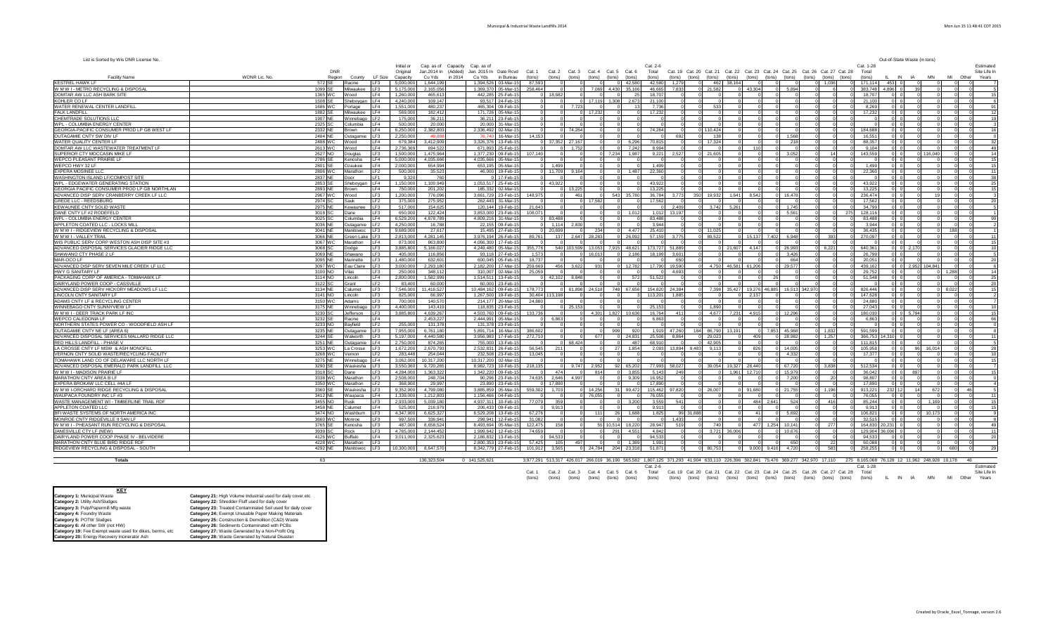# Municipal & Industrial Waste Landfills 2014

List is Sorted by Wis DNR License No.

| Facility Name | WDNR Lic. No. | DNR Region | County | LF Size | Initial or Original Capacity | Cap. as of Jan.2014 in Cu Yds | Capacity (Added) in 2014 | Cap. as of Jan. 2015 in Cu Yds | Date Rcvd in Bureau | Cat. 1 (tons) | Cat. 2 (tons) | Cat. 3 (tons) | Cat. 4 (tons) | Cat. 5 (tons) | Cat. 6 (tons) | Cat. 2-6 Total (tons) | Cat. 19 (tons) | Cat. 20 (tons) | Cat. 21 (tons) | Cat. 22 (tons) | Cat. 23 (tons) | Cat. 24 (tons) | Cat. 25 (tons) | Cat. 26 (tons) | Cat. 27 (tons) | Cat. 28 (tons) | Cat. 1-28 Total (tons) | IL | IN | IA | MN | MI | Other | Estimated Site Life In Years |
|---|---|---|---|---|---|---|---|---|---|---|---|---|---|---|---|---|---|---|---|---|---|---|---|---|---|---|---|---|---|---|---|---|---|---|
| KESTREL HAWK LF | 572 | SE | Racine | LF3 | 5,000,000 | 1,644,199 | | 1,394,526 | 03-Mar-15 | 87,593 | 0 | 0 | 0 | 0 | 42,580 | 42,580 | 1,279 | 0 | 462 | 38,164 | 0 | 0 | 0 | 0 | 1,036 | 0 | 171,114 | 453 | 0 | 0 | 0 | 0 | 0 | 7 |
| W M W I - METRO RECYCLING & DISPOSAL | 1099 | SE | Milwaukee | LF4 | 5,175,000 | 2,165,056 | | 1,369,370 | 05-Mar-15 | 258,464 | 0 | 0 | 7,069 | 4,430 | 35,166 | 46,665 | 7,833 | 0 | 21,582 | 0 | 43,304 | 0 | 5,894 | 0 | 6 | 0 | 383,748 | 4,896 | 0 | 39 | 0 | 0 | 0 | 5 |
| DOMTAR AW LLC ASH BARK SITE | 1365 | WC | Wood | LF4 | 1,260,000 | 465,613 | | 442,285 | 25-Feb-15 | 0 | 18,682 | 0 | 0 | 0 | 25 | 18,707 | 0 | 0 | 0 | 0 | 0 | 0 | 0 | 0 | 0 | 0 | 18,707 | 0 | 0 | 0 | 0 | 0 | 0 | 15 |
| KOHLER CO LF | 1508 | SE | Sheboygan | LF4 | 4,240,000 | 109,147 | | 93,517 | 24-Feb-15 | 0 | 0 | 0 | 17,119 | 1,308 | 2,673 | 21,100 | 0 | 0 | 0 | 0 | 0 | 0 | 0 | 0 | 0 | 0 | 21,100 | 0 | 0 | 0 | 0 | 0 | 0 | 6 |
| WATER RENEWAL CENTER LANDFILL | 1686 | WC | Portage | LF4 | 1,551,000 | 480,237 | | 465,304 | 09-Feb-15 | 0 | 0 | 7,723 | 0 | 0 | 13 | 7,736 | 0 | 0 | 533 | 0 | 0 | 0 | 0 | 0 | 0 | 0 | 8,269 | 0 | 0 | 0 | 0 | 0 | 0 | 91 |
| FALK LANDFILL | 1882 | SE | Milwaukee | LF4 | 569,000 | 182,412 | | 171,726 | 05-Mar-15 | 0 | 0 | 0 | 17,232 | 0 | 0 | 17,232 | 0 | 0 | 0 | 0 | 0 | 0 | 0 | 0 | 0 | 0 | 17,232 | 0 | 0 | 0 | 0 | 0 | 0 | 12 |
| CHEMTRADE SOLUTIONS LLC | 1907 | NE | Winnebago | LF2 | 175,000 | 36,211 | | 36,211 | 23-Feb-15 | 0 | 0 | 0 | 0 | 0 | 0 | 0 | 0 | 0 | 0 | 0 | 0 | 0 | 0 | 0 | 0 | 0 | 0 | 0 | 0 | 0 | 0 | 0 | 0 | 19 |
| WPL - COLUMBIA ENERGY CENTER | 2325 | SC | Columbia | LF4 | 500,000 | 20,000 | | 20,000 | 31-Mar-15 | 0 | 0 | 0 | 0 | 0 | 0 | 0 | 0 | 0 | 0 | 0 | 0 | 0 | 0 | 0 | 0 | 0 | 0 | 0 | 0 | 0 | 0 | 0 | 0 | 3 |
| GEORGIA-PACIFIC CONSUMER PROD LP GB WEST LF | 2332 | NE | Brown | LF4 | 6,250,000 | 2,382,803 | | 2,336,492 | 02-Mar-15 | 0 | 0 | 74,264 | 0 | 0 | 0 | 74,264 | 0 | 0 | 110,424 | 0 | 0 | 0 | 0 | 0 | 0 | 0 | 184,688 | 0 | 0 | 0 | 0 | 0 | 0 | 16 |
| OUTAGAMIE CNTY SW DIV LF | 2484 | NE | Outagamie | LF3 | 2,250,000 | 49,888 | | 76,740 | 16-Mar-15 | 14,153 | 0 | 0 | 0 | 0 | 0 | 0 | 692 | 0 | 138 | 0 | 0 | 0 | 1,568 | 0 | 0 | 0 | 16,551 | 0 | 0 | 0 | 0 | 0 | 0 | 0 |
| WATER QUALITY CENTER LF | 2488 | WC | Wood | LF4 | 679,384 | 3,412,909 | | 3,326,376 | 13-Feb-15 | 0 | 37,352 | 27,167 | 0 | 0 | 6,296 | 70,815 | 0 | 0 | 17,324 | 0 | 0 | 0 | 218 | 0 | 0 | 0 | 88,357 | 0 | 0 | 0 | 0 | 0 | 0 | 32 |
| DOMTAR AW LLC WASTEWATER TREATMENT LF | 2613 | WC | Wood | LF4 | 2,736,369 | 694,522 | | 671,893 | 25-Feb-15 | 0 | 0 | 1,752 | 0 | 0 | 7,242 | 8,994 | 0 | 0 | 0 | 0 | 110 | 0 | 0 | 0 | 0 | 0 | 9,104 | 0 | 0 | 0 | 0 | 0 | 0 | 49 |
| SUPERIOR CTY MOCCASIN MIKE LF | 2627 | NO | Douglas | LF3 | 1,500,000 | 1,475,964 | | 1,377,230 | 09-Feb-15 | 107,140 | 0 | 0 | 0 | 7,234 | 1,987 | 9,221 | 2,527 | 0 | 21,605 | 0 | 0 | 0 | 3,052 | 0 | 14 | 0 | 143,559 | 0 | 0 | 0 | 116,040 | 0 | 0 | 14 |
| WEPCO PLEASANT PRAIRIE LF | 2786 | SE | Kenosha | LF4 | 5,000,000 | 4,035,666 | | 4,035,666 | 05-Mar-15 | 0 | 0 | 0 | 0 | 0 | 0 | 0 | 0 | 0 | 0 | 0 | 0 | 0 | 0 | 0 | 0 | 0 | 0 | 0 | 0 | 0 | 0 | 0 | 0 | 15 |
| WEPCO HWY 32 LF | 2801 | SE | Ozaukee | LF4 | 2,000,000 | 654,994 | | 653,195 | 05-Mar-15 | 0 | 1,499 | 0 | 0 | 0 | 0 | 1,499 | 0 | 0 | 0 | 0 | 0 | 0 | 0 | 0 | 0 | 0 | 1,499 | 0 | 0 | 0 | 0 | 0 | 0 | 15 |
| EXPERA MOSINEE LLC | 2806 | WC | Marathon | LF2 | 500,000 | 35,523 | | 46,000 | 19-Feb-15 | 0 | 11,709 | 9,164 | 0 | 0 | 1,487 | 22,360 | 0 | 0 | 0 | 0 | 0 | 0 | 0 | 0 | 0 | 0 | 22,360 | 0 | 0 | 0 | 0 | 0 | 0 | 11 |
| WASHINGTON ISLAND LF/COMPOST SITE | 2837 | NE | Door | LF1 | 9,320 | 760 | | 0 | 17-Feb-15 | 0 | 0 | 0 | 0 | 0 | 0 | 0 | 0 | 0 | 0 | 0 | 0 | 0 | 0 | 0 | 0 | 0 | 0 | 0 | 0 | 0 | 0 | 0 | 0 | 38 |
| WPL - EDGEWATER GENERATING STATION | 2853 | SE | Sheboygan | LF4 | 1,150,000 | 1,100,949 | | 1,053,517 | 25-Feb-15 | 0 | 43,922 | 0 | 0 | 0 | 0 | 43,922 | 0 | 0 | 0 | 0 | 0 | 0 | 0 | 0 | 0 | 0 | 43,922 | 0 | 0 | 0 | 0 | 0 | 0 | 25 |
| GEORGIA PACIFIC CONSUMER PROD LP GB NORTHLAN | 2893 | NE | Brown | LF4 | 750,000 | 201,202 | | 185,332 | 02-Mar-15 | 0 | 0 | 13,225 | 0 | 0 | 0 | 13,225 | 0 | 0 | 0 | 0 | 0 | 0 | 0 | 0 | 0 | 0 | 13,225 | 0 | 0 | 0 | 0 | 0 | 0 | 15 |
| ADVANCED DISP SERV CRANBERRY CREEK LF LLC | 2967 | WC | Wood | LF3 | 1,200,000 | 776,096 | | 3,661,729 | 23-Feb-15 | 148,975 | 0 | 461 | 0 | 543 | 35,780 | 36,784 | 3,773 | 350 | 19,932 | 1,641 | 8,542 | 0 | 16,478 | 0 | 0 | 0 | 236,474 | 0 | 0 | 19 | 0 | 0 | 0 | 3 |
| GREDE LLC - REEDSBURG | 2974 | SC | Sauk | LF2 | 375,000 | 275,952 | | 262,443 | 31-Mar-15 | 0 | 0 | 0 | 17,562 | 0 | 0 | 17,562 | 0 | 0 | 0 | 0 | 0 | 0 | 0 | 0 | 0 | 0 | 17,562 | 0 | 0 | 0 | 0 | 0 | 0 | 20 |
| KEWAUNEE CNTY SOLID WASTE | 2975 | NE | Kewaunee | LF3 | 517,000 | 154,625 | | 120,144 | 19-Feb-15 | 21,643 | 0 | 0 | 0 | 0 | 0 | 0 | 2,469 | 0 | 3,742 | 5,261 | 0 | 0 | 1,745 | 0 | 0 | 0 | 34,799 | 0 | 0 | 0 | 0 | 0 | 0 | 5 |
| DANE CNTY LF #2 RODEFELD | 3018 | SC | Dane | LF3 | 650,000 | 122,424 | | 3,853,000 | 23-Feb-15 | 108,071 | 0 | 0 | 0 | 0 | 1,012 | 1,012 | 13,197 | 0 | 0 | 0 | 0 | 0 | 5,561 | 0 | 275 | 0 | 128,116 | 0 | 0 | 0 | 0 | 0 | 0 | 1 |
| WPL - COLUMBIA ENERGY CENTER | 3025 | SC | Columbia | LF4 | 6,529,200 | 4,878,789 | | 4,809,216 | 31-Mar-15 | 0 | 83,488 | 0 | 0 | 0 | 0 | 83,488 | 0 | 0 | 0 | 0 | 0 | 0 | 0 | 0 | 0 | 0 | 83,488 | 0 | 0 | 0 | 0 | 0 | 0 | 99 |
| APPLETON COATED LLC - LOCKS MILL | 3036 | NE | Outagamie | LF2 | 4,250,000 | 18,788 | | 22,155 | 09-Feb-15 | 0 | 1,114 | 2,830 | 0 | 0 | 0 | 3,944 | 0 | 0 | 0 | 0 | 0 | 0 | 0 | 0 | 0 | 0 | 3,944 | 0 | 0 | 0 | 0 | 0 | 0 | 2 |
| W M W I - RIDGEVIEW RECYCLING & DISPOSAL | 3041 | NE | Manitowoc | LF3 | 9,689,000 | 27,617 | | 15,495 | 27-Feb-15 | 0 | 20,699 | 0 | 234 | 0 | 4,477 | 25,410 | 0 | 0 | 11,025 | 0 | 0 | 0 | 0 | 0 | 0 | 0 | 36,435 | 0 | 0 | 0 | 188 | 0 | 0 | 1 |
| W M W I - VALLEY TRAIL | 3066 | NE | Green Lake | LF3 | 2,813,000 | 4,281,145 | | 3,976,194 | 26-Feb-15 | 89,761 | 137 | 2,647 | 28,283 | 0 | 26,092 | 57,159 | 3,775 | 0 | 89,522 | 0 | 15,137 | 7,402 | 6,948 | 0 | 393 | 0 | 270,097 | 0 | 0 | 0 | 0 | 0 | 0 | 11 |
| WIS PUBLIC SERV CORP WESTON ASH DISP SITE #3 | 3067 | WC | Marathon | LF4 | 873,000 | 863,800 | | 4,066,300 | 17-Feb-15 | 0 | 0 | 0 | 0 | 0 | 0 | 0 | 0 | 0 | 0 | 0 | 0 | 0 | 0 | 0 | 0 | 0 | 0 | 0 | 0 | 0 | 0 | 0 | 0 | 15 |
| ADVANCED DISPOSAL SERVICES GLACIER RIDGE LLC | 3068 | SC | Dodge | LF3 | 3,885,800 | 5,166,027 | | 4,249,480 | 05-Mar-15 | 355,778 | 540 | 103,599 | 13,053 | 7,915 | 48,621 | 173,727 | 51,889 | 0 | 0 | 21,607 | 4,147 | 0 | 26,993 | 0 | 6,221 | 0 | 640,361 | 0 | 2,170 | 0 | 0 | 0 | 0 | 10 |
| SHAWANO CTY PHASE 2 LF | 3069 | NE | Shawano | LF3 | 405,000 | 116,856 | | 93,116 | 27-Feb-15 | 1,573 | 0 | 0 | 16,013 | 0 | 2,186 | 18,199 | 3,601 | 0 | 0 | 0 | 0 | 0 | 3,426 | 0 | 0 | 0 | 26,799 | 0 | 0 | 0 | 0 | 0 | 0 | 5 |
| MAR-OCO LF | 3095 | NE | Marinette | LF3 | 1,480,000 | 632,601 | | 600,045 | 05-Feb-15 | 18,737 | 0 | 0 | 0 | 0 | 0 | 650 | 0 | 0 | 0 | 0 | 0 | 0 | 664 | 0 | 0 | 0 | 20,051 | 0 | 0 | 0 | 0 | 0 | 0 | 20 |
| ADVANCED DISP SERV SEVEN MILE CREEK LF LLC | 3097 | WC | Eau Claire | LF3 | 3,000,000 | 2,293,180 | | 2,182,200 | 17-Mar-15 | 259,669 | 456 | 3,622 | 931 | 0 | 12,782 | 17,790 | 19,590 | 0 | 4,750 | 46,581 | 61,206 | 0 | 29,577 | 0 | 0 | 0 | 439,162 | 0 | 0 | 2,952 | 104,841 | 0 | 0 | 6 |
| HWY G SANITARY LF | 3100 | NO | Vilas | LF3 | 250,000 | 348,112 | | 310,007 | 02-Mar-15 | 25,059 | 0 | 0 | 0 | 0 | 0 | 4,693 | 0 | 0 | 0 | 0 | 0 | 0 | 0 | 0 | 0 | 0 | 29,752 | 0 | 0 | 0 | 0 | 1,288 | 0 | 14 |
| PACKAGING CORP OF AMERICA - TOMAHAWK LF | 3114 | NO | Lincoln | LF4 | 2,800,000 | 1,582,999 | | 1,514,511 | 13-Feb-15 | 0 | 42,102 | 8,848 | 0 | 0 | 572 | 51,522 | 0 | 0 | 0 | 0 | 0 | 26 | 0 | 0 | 0 | 0 | 51,548 | 0 | 0 | 0 | 0 | 0 | 0 | 25 |
| DAIRYLAND POWER COOP - CASSVILLE | 3122 | SC | Grant | LF2 | 83,400 | 60,000 | | 60,000 | 23-Feb-15 | 0 | 0 | 0 | 0 | 0 | 0 | 0 | 0 | 0 | 0 | 0 | 0 | 0 | 0 | 0 | 0 | 0 | 0 | 0 | 0 | 0 | 0 | 0 | 0 | 20 |
| ADVANCED DISP SERV HICKORY MEADOWS LF LLC | 3134 | NE | Calumet | LF3 | 7,546,000 | 11,416,527 | | 10,484,162 | 09-Feb-15 | 178,773 | 0 | 61,898 | 24,518 | 748 | 67,656 | 154,820 | 24,384 | 0 | 7,398 | 35,427 | 19,276 | 46,885 | 16,513 | 342,970 | 0 | 0 | 826,446 | 0 | 0 | 0 | 8,022 | 0 | 0 | 15 |
| LINCOLN CNTY SANITARY LF | 3141 | NO | Lincoln | LF3 | 825,000 | 66,997 | | 1,267,500 | 19-Feb-15 | 30,404 | 113,196 | 0 | 0 | 0 | 3 | 113,201 | 1,885 | 0 | 0 | 0 | 2,137 | 0 | 0 | 0 | 0 | 0 | 147,628 | 0 | 0 | 0 | 0 | 0 | 0 | 2 |
| ADAMS CNTY LF & RECYCLING CENTER | 3150 | WC | Adams | LF3 | 700,000 | 140,570 | | 214,177 | 20-Mar-15 | 24,880 | 0 | 0 | 0 | 0 | 0 | 0 | 0 | 0 | 0 | 0 | 0 | 0 | 0 | 0 | 0 | 0 | 24,880 | 0 | 0 | 0 | 0 | 0 | 0 | 7 |
| WINNEBAGO CTY SUNNYVIEW LF | 3175 | NE | Winnebago | LF3 | 4,400,000 | 143,419 | | 118,835 | 23-Feb-15 | 0 | 0 | 25,153 | 0 | 0 | 0 | 25,153 | 0 | 0 | 1,890 | 0 | 0 | 0 | 0 | 0 | 0 | 0 | 27,043 | 0 | 0 | 0 | 0 | 0 | 0 | 10 |
| W M W I - DEER TRACK PARK LF INC | 3230 | SC | Jefferson | LF3 | 3,885,800 | 4,639,267 | | 4,503,760 | 09-Feb-15 | 133,736 | 0 | 0 | 4,301 | 1,827 | 10,636 | 16,764 | 411 | 0 | 4,677 | 7,231 | 4,915 | 0 | 12,296 | 0 | 0 | 0 | 180,030 | 0 | 0 | 5,794 | 0 | 0 | 0 | 15 |
| WEPCO CALEDONIA LF | 3232 | SE | Racine | LF4 | | 2,453,227 | | 2,444,991 | 05-Mar-15 | 0 | 6,863 | 0 | 0 | 0 | 0 | 6,863 | 0 | 0 | 0 | 0 | 0 | 0 | 0 | 0 | 0 | 0 | 6,863 | 0 | 0 | 0 | 0 | 0 | 0 | 66 |
| NORTHERN STATES POWER CO - WOODFIELD ASH LF | 3233 | NO | Bayfield | LF2 | 255,000 | 131,378 | | 131,378 | 23-Feb-15 | 0 | 0 | 0 | 0 | 0 | 0 | 0 | 0 | 0 | 0 | 0 | 0 | 0 | 0 | 0 | 0 | 0 | 0 | 0 | 0 | 0 | 0 | 0 | 0 | 0 |
| OUTAGAMIE CNTY NE LF (AREA 6) | 3235 | NE | Outagamie | LF3 | 7,955,000 | 6,761,180 | | 5,891,714 | 16-Mar-15 | 386,602 | 0 | 0 | 0 | 999 | 920 | 1,919 | 47,260 | 184 | 86,790 | 13,191 | 0 | 7,853 | 45,968 | 0 | 1,832 | 0 | 591,599 | 0 | 0 | 0 | 0 | 0 | 0 | 8 |
| ADVANCED DISPOSAL SERVICES MALLARD RIDGE LLC | 3244 | SE | Walworth | LF3 | 5,197,000 | 4,440,580 | | 3,956,983 | 17-Feb-15 | 272,710 | 0 | 0 | 677 | 0 | 24,831 | 25,508 | 8,864 | 0 | 29,023 | 0 | 409 | 0 | 28,982 | 0 | 1,257 | 0 | 366,753 | 14,310 | 0 | 0 | 0 | 0 | 0 | 11 |
| RED HILLS LANDFILL - PHASE V | 3251 | NE | Outagamie | LF4 | 2,750,000 | 874,265 | | 755,000 | 13-Feb-15 | 0 | 0 | 68,424 | 0 | 0 | 487 | 68,910 | 0 | 0 | 42,905 | 0 | 0 | 0 | 0 | 0 | 0 | 0 | 111,815 | 0 | 0 | 0 | 0 | 0 | 0 | 5 |
| LA CROSSE CNTY LF MSW & ASH MONOFILL | 3253 | WC | La Crosse | LF3 | 1,672,200 | 2,670,793 | | 2,532,831 | 26-Feb-15 | 56,545 | 211 | 0 | 0 | 27 | 1,854 | 2,093 | 13,894 | 9,483 | 9,113 | 0 | 826 | 0 | 14,005 | 0 | 0 | 0 | 105,958 | 0 | 0 | 96 | 16,014 | 0 | 0 | 28 |
| VERNON CNTY SOLID WASTE/RECYCLING FACILITY | 3268 | WC | Vernon | LF2 | 283,448 | 254,044 | | 232,508 | 23-Feb-15 | 13,045 | 0 | 0 | 0 | 0 | 0 | 0 | 0 | 0 | 0 | 0 | 0 | 0 | 4,332 | 0 | 0 | 0 | 17,377 | 0 | 0 | 0 | 0 | 0 | 0 | 10 |
| TOMAHAWK LAND CO OF DELAWARE LLC NORTH LF | 3275 | NE | Winnebago | LF4 | 3,062,000 | 10,317,200 | | 10,317,200 | 02-Mar-15 | 0 | 0 | 0 | 0 | 0 | 0 | 0 | 0 | 0 | 0 | 0 | 0 | 0 | 0 | 0 | 0 | 0 | 0 | 0 | 0 | 0 | 0 | 0 | 0 | 15 |
| ADVANCED DISPOSAL SERV EMERALD PARK LANDFILL LLC | 3290 | SE | Waukesha | LF3 | 3,550,360 | 9,720,265 | | 8,982,723 | 10-Feb-15 | 218,135 | 0 | 9,747 | 2,952 | 92 | 65,202 | 77,993 | 58,027 | 0 | 39,054 | 19,327 | 28,440 | 0 | 67,720 | 0 | 3,838 | 0 | 512,534 | 0 | 0 | 0 | 0 | 0 | 0 | 14 |
| W M W I - MADISON PRAIRIE LF | 3318 | SC | Dane | LF3 | 4,284,000 | 1,363,322 | | 1,342,220 | 09-Feb-15 | 0 | 474 | 0 | 814 | 0 | 3,855 | 5,143 | 249 | 0 | 0 | 1,961 | 12,710 | 0 | 15,979 | 0 | 0 | 0 | 36,042 | 0 | 0 | 897 | 0 | 0 | 0 | 15 |
| MARATHON CNTY AREA B LF | 3338 | WC | Marathon | LF3 | 2,508,000 | 248,704 | | 90,296 | 23-Feb-15 | 74,635 | 2,646 | 4,997 | 0 | 0 | 9,309 | 16,952 | 0 | 0 | 0 | 0 | 0 | 0 | 7,200 | 0 | 20 | 0 | 98,807 | 0 | 0 | 0 | 0 | 0 | 0 | 0 |
| EXPERA BROKAW LLC CELL #4A LF | 3350 | WC | Marathon | LF2 | 368,900 | 29,997 | | 23,890 | 23-Feb-15 | 0 | 17,890 | 0 | 0 | 0 | 0 | 17,890 | 0 | 0 | 0 | 0 | 0 | 0 | 0 | 0 | 0 | 0 | 17,890 | 0 | 0 | 0 | 19 | 0 | 0 | 4 |
| W M W I-ORCHARD RIDGE RECYCLING & DISPOSAL | 3360 | SE | Waukesha | LF3 | 9,352,900 | 4,799,080 | | 3,885,659 | 05-Mar-15 | 559,302 | 1,703 | 0 | 14,256 | 31 | 99,472 | 115,462 | 97,820 | 0 | 26,007 | 0 | 91,680 | 0 | 21,755 | 0 | 1,196 | 0 | 913,221 | 232 | 12 | 14 | 672 | 0 | 46 | 5 |
| WAUPACA FOUNDRY INC LF #3 | 3412 | NE | Waupaca | LF4 | 1,339,000 | 1,212,803 | | 1,156,466 | 04-Feb-15 | 0 | 0 | 0 | 76,055 | 0 | 0 | 76,055 | 0 | 0 | 0 | 0 | 0 | 0 | 0 | 0 | 0 | 0 | 76,055 | 0 | 0 | 0 | 0 | 0 | 0 | 11 |
| WASTE MANAGEMENT WI - TIMBERLINE TRAIL RDF | 3455 | NO | Rusk | LF3 | 2,933,000 | 5,039,180 | | 4,937,311 | 10-Feb-15 | 77,079 | 359 | 0 | 0 | 0 | 3,200 | 3,559 | 541 | 0 | 0 | 0 | 484 | 2,641 | 524 | 0 | 416 | 0 | 85,244 | 0 | 0 | 0 | 1,169 | 0 | 0 | 15 |
| APPLETON COATED LLC | 3458 | NE | Calumet | LF4 | 525,000 | 216,979 | | 206,433 | 09-Feb-15 | 0 | 9,913 | 0 | 0 | 0 | 0 | 9,913 | 0 | 0 | 0 | 0 | 0 | 0 | 0 | 0 | 0 | 0 | 9,913 | 0 | 0 | 0 | 0 | 0 | 0 | 15 |
| BFI WASTE SYSTEMS OF NORTH AMERICA INC | 3474 | NO | Washburn | LF3 | 4,347,900 | 6,625,327 | | 6,529,208 | 13-Feb-15 | 67,276 | 0 | 0 | 111 | 26 | 1,688 | 1,825 | 99 | 31,886 | 0 | 0 | 0 | 41 | 5,692 | 0 | 0 | 0 | 106,821 | 0 | 0 | 0 | 10,173 | 0 | 0 | 9 |
| MONROE CNTY RIDGEVILLE II SAN LF | 3560 | WC | Monroe | LF3 | 997,500 | 336,941 | | 298,941 | 12-Feb-15 | 31,082 | 0 | 0 | 0 | 0 | 0 | 1,433 | 0 | 0 | 0 | 0 | 0 | 0 | 0 | 0 | 0 | 0 | 32,515 | 0 | 0 | 0 | 0 | 0 | 0 | 8 |
| W M W I - PHEASANT RUN RECYCLING & DISPOSAL | 3765 | SE | Kenosha | LF3 | 487,000 | 8,658,524 | | 8,493,694 | 05-Mar-15 | 122,475 | 158 | 0 | 55 | 10,514 | 18,220 | 28,947 | 519 | 0 | 740 | 0 | 477 | 1,254 | 10,141 | 0 | 277 | 0 | 164,830 | 20,231 | 0 | 0 | 0 | 0 | 0 | 49 |
| JANESVILLE CTY LF (NEW) | 3939 | SC | Rock | LF3 | 4,765,000 | 2,144,452 | | 1,999,642 | 12-Feb-15 | 74,659 | 0 | 0 | 291 | 4,551 | 4,842 | 0 | 0 | 3,721 | 36,006 | 0 | 0 | 0 | 10,676 | 0 | 0 | 0 | 129,904 | 36,006 | 0 | 0 | 0 | 0 | 0 | 11 |
| DAIRYLAND POWER COOP PHASE IV - BELVIDERE | 4126 | WC | Buffalo | LF4 | 3,011,000 | 2,325,623 | | 2,186,832 | 13-Feb-15 | 0 | 94,533 | 0 | 0 | 0 | 0 | 94,533 | 0 | 0 | 0 | 0 | 0 | 0 | 0 | 0 | 0 | 0 | 94,533 | 0 | 0 | 0 | 0 | 0 | 0 | 20 |
| MARATHON CNTY BLUE BIRD RIDGE RDF | 4228 | WC | Marathon | LF3 | | | | 2,800,353 | 23-Feb-15 | 57,425 | 105 | 497 | 0 | 0 | 1,389 | 1,991 | 0 | 0 | 0 | 0 | 0 | 0 | 650 | 0 | 22 | 0 | 60,088 | 0 | 0 | 0 | 0 | 0 | 0 | 0 |
| RIDGEVIEW RECYCLING & DISPOSAL - SOUTH | 4292 | NE | Manitowoc | LF3 | 10,300,000 | 8,647,570 | | 8,342,779 | 27-Feb-15 | 101,912 | 3,565 | 0 | 24,784 | 204 | 23,318 | 51,871 | 0 | 0 | 80,753 | 0 | 9,000 | 9,416 | 4,720 | 0 | 583 | 0 | 258,255 | 0 | 0 | 0 | 680 | 0 | 0 | 29 |
| **Totals** | 63 | | | | | 136,323,504 | 0 | 141,525,621 | | 3,977,291 | 513,317 | 426,017 | 266,019 | 36,190 | 565,582 | 1,807,125 | 371,293 | 41,904 | 633,110 | 226,396 | 302,841 | 75,476 | 369,277 | 342,970 | 17,110 | 275 | 8,165,068 | 76,128 | 12 | 11,962 | 248,928 | 10,178 | 46 | |

Out-of-State Waste (in tons): columns IL, IN, IA, MN, MI, Other.

**KEY**

| | |
|---|---|
| **Category 1:** Municipal Waste | **Category 21:** High Volume Industrial used for daily cover, etc |
| **Category 2:** Utility Ash/Sludges | **Category 22:** Shredder Fluff used for daily cover |
| **Category 3:** Pulp/Papermill Mfg waste | **Category 23:** Treated Contaminated Soil used for daily cover |
| **Category 4:** Foundry Waste | **Category 24:** Exempt Unusable Paper Making Materials |
| **Category 5:** POTW Sludges | **Category 25:** Construction & Demolition (C&D) Waste |
| **Category 6:** All other SW (not HW) | **Category 26:** Sediments Contaminated with PCBs |
| **Category 19:** Fee Exempt waste used for dikes, berms, etc | **Category 27:** Waste Generated by a Non-Profit Org |
| **Category 20:** Energy Recovery Incinerator Ash | **Category 28:** Waste Generated by Natural Disaster |

Created by Oracle_Excel_Tankage, version 2.6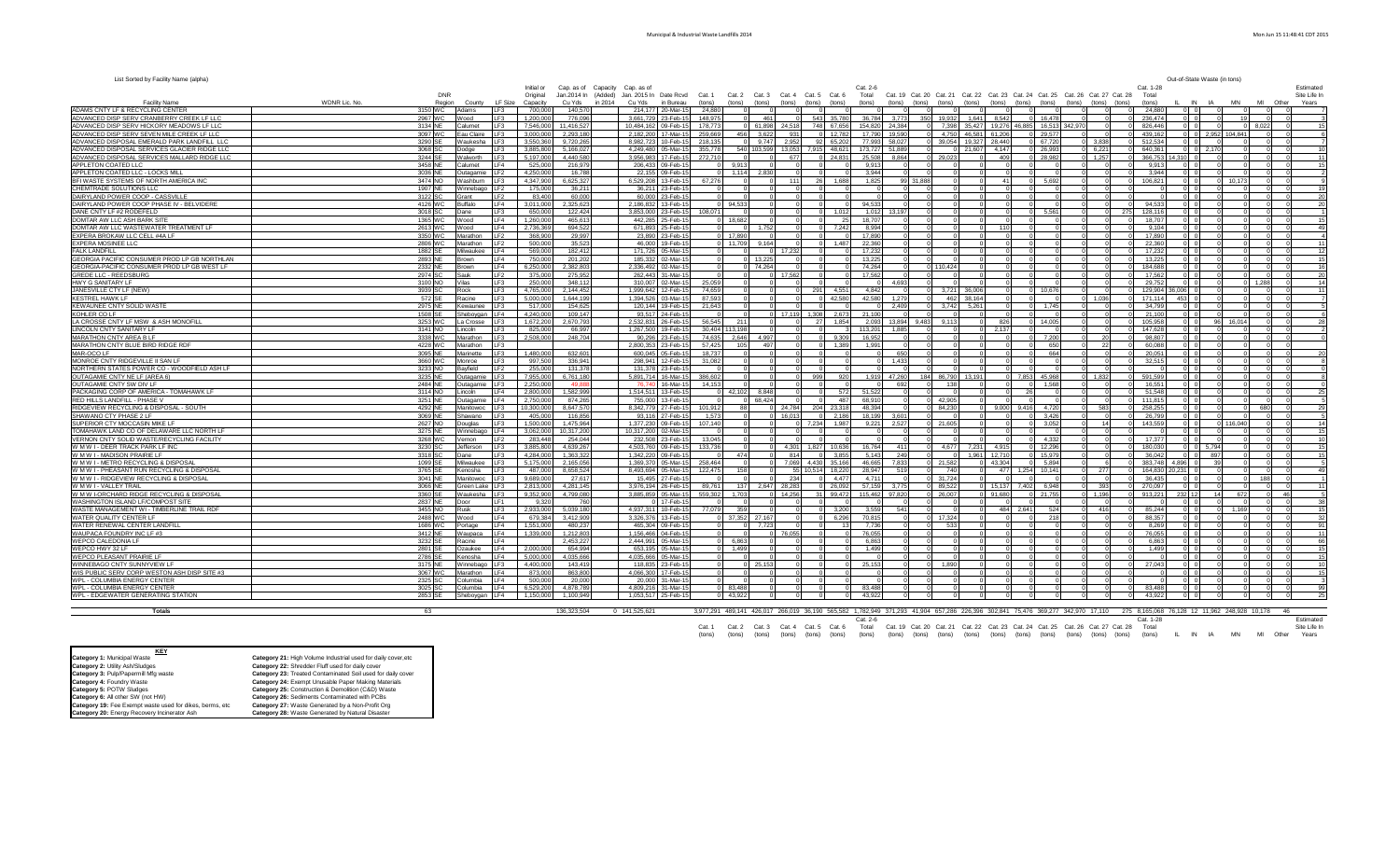List Sorted by Facility Name (alpha)

| Facility Name | WDNR Lic. No. | DNR Region | County | LF Size | Initial or Original Capacity | Cap. as of Jan.2014 In Cu Yds | Capacity (Added) in 2014 | Cap. as of Jan. 2015 In Cu Yds | Date Rcvd in Bureau | Cat. 1 (tons) | Cat. 2 (tons) | Cat. 3 (tons) | Cat. 4 (tons) | Cat. 5 (tons) | Cat. 6 (tons) | Cat. 2-6 Total (tons) | Cat. 19 (tons) | Cat. 20 (tons) | Cat. 21 (tons) | Cat. 22 (tons) | Cat. 23 (tons) | Cat. 24 (tons) | Cat. 25 (tons) | Cat. 26 (tons) | Cat. 27 (tons) | Cat. 28 (tons) | Cat. 1-28 Total (tons) | Out-of-State Waste (in tons) IL | IN | IA | MN | MI | Other | Estimated Site Life In Years |
|---|---|---|---|---|---|---|---|---|---|---|---|---|---|---|---|---|---|---|---|---|---|---|---|---|---|---|---|---|---|---|---|---|---|---|
| ADAMS CNTY LF & RECYCLING CENTER | 3150 | WC | Adams | LF3 | 700,000 | 140,570 | | 214,177 | 20-Mar-15 | 24,880 | 0 | 0 | 0 | 0 | 0 | 0 | 0 | 0 | 0 | 0 | 0 | 0 | 0 | 0 | 0 | 0 | 24,880 | 0 | 0 | 0 | 0 | 0 | 0 | 7 |
| ADVANCED DISP SERV CRANBERRY CREEK LF LLC | 2967 | WC | Wood | LF3 | 1,200,000 | 776,096 | | 3,661,729 | 23-Feb-15 | 148,975 | 0 | 461 | 0 | 543 | 35,780 | 36,784 | 3,773 | 350 | 19,932 | 1,641 | 8,542 | 0 | 16,478 | 0 | 0 | 0 | 236,474 | 0 | 0 | 0 | 19 | 0 | 0 | 3 |
| ADVANCED DISP SERV HICKORY MEADOWS LF LLC | 3134 | NE | Calumet | LF3 | 7,546,000 | 11,416,527 | | 10,484,162 | 09-Feb-15 | 178,773 | 0 | 61,898 | 24,518 | 748 | 67,656 | 154,820 | 24,384 | 0 | 7,398 | 35,427 | 19,276 | 46,885 | 16,513 | 342,970 | 0 | 0 | 826,446 | 0 | 0 | 0 | 0 | 8,022 | 0 | 15 |
| ADVANCED DISP SERV SEVEN MILE CREEK LF LLC | 3097 | WC | Eau Claire | LF3 | 3,000,000 | 2,293,180 | | 2,182,200 | 17-Mar-15 | 259,669 | 456 | 3,622 | 931 | 0 | 12,782 | 17,790 | 19,590 | 0 | 4,750 | 46,581 | 61,206 | 0 | 29,577 | 0 | 0 | 0 | 439,162 | 0 | 0 | 2,952 | 104,841 | 0 | 0 | 6 |
| ADVANCED DISPOSAL EMERALD PARK LANDFILL LLC | 3290 | SE | Waukesha | LF3 | 3,550,368 | 9,720,265 | | 8,982,723 | 10-Feb-15 | 218,135 | 0 | 9,747 | 2,952 | 92 | 65,202 | 77,993 | 58,027 | 0 | 39,054 | 19,327 | 28,440 | 0 | 67,720 | 0 | 3,838 | 0 | 512,534 | 0 | 0 | 0 | 0 | 0 | 0 | 7 |
| ADVANCED DISPOSAL SERVICES GLACIER RIDGE LLC | 3068 | SC | Dodge | LF3 | 3,885,800 | 5,166,027 | | 4,249,480 | 05-Mar-15 | 355,778 | 540 | 103,599 | 13,053 | 7,915 | 48,621 | 173,727 | 51,889 | 0 | 0 | 21,607 | 4,147 | 0 | 26,993 | 0 | 6,221 | 0 | 640,361 | 0 | 0 | 2,170 | 0 | 0 | 0 | 10 |
| ADVANCED DISPOSAL SERVICES MALLARD RIDGE LLC | 3244 | SE | Walworth | LF3 | 5,197,000 | 4,440,580 | | 3,956,983 | 17-Feb-15 | 272,710 | 0 | 0 | 677 | 0 | 24,831 | 25,508 | 8,864 | 0 | 29,023 | 0 | 409 | 0 | 28,982 | 0 | 1,257 | 0 | 366,753 | 14,310 | 0 | 0 | 0 | 0 | 0 | 11 |
| APPLETON COATED LLC | 3458 | NE | Calumet | LF2 | 525,000 | 218,979 | | 206,433 | 09-Feb-15 | 0 | 9,913 | 0 | 0 | 0 | 0 | 9,913 | 0 | 0 | 0 | 0 | 0 | 0 | 0 | 0 | 0 | 0 | 9,913 | 0 | 0 | 0 | 0 | 0 | 0 | 15 |
| APPLETON COATED LLC - LOCKS MILL | 3036 | NE | Outagamie | LF2 | 4,250,000 | 16,788 | | 22,155 | 09-Feb-15 | 0 | 1,114 | 2,830 | 0 | 0 | 0 | 3,944 | 0 | 0 | 0 | 0 | 0 | 0 | 0 | 0 | 0 | 0 | 3,944 | 0 | 0 | 0 | 0 | 0 | 0 | 2 |
| BFI WASTE SYSTEMS OF NORTH AMERICA INC | 3474 | NO | Washburn | LF3 | 4,347,000 | 6,625,327 | | 6,529,208 | 13-Feb-15 | 67,276 | 0 | 0 | 111 | 26 | 1,688 | 1,825 | 99 | 31,888 | 0 | 0 | 41 | 0 | 5,692 | 0 | 0 | 0 | 106,821 | 0 | 0 | 0 | 10,173 | 0 | 0 | 9 |
| CHEMTRADE SOLUTIONS LLC | 1907 | NE | Winnebago | LF2 | 175,000 | 36,211 | | 36,211 | 23-Feb-15 | 0 | 0 | 0 | 0 | 0 | 0 | 0 | 0 | 0 | 0 | 0 | 0 | 0 | 0 | 0 | 0 | 0 | 0 | 0 | 0 | 0 | 0 | 0 | 0 | 19 |
| DAIRYLAND POWER COOP - CASSVILLE | 3122 | SC | Grant | LF2 | 83,400 | 60,000 | | 60,000 | 23-Feb-15 | 0 | 0 | 0 | 0 | 0 | 0 | 0 | 0 | 0 | 0 | 0 | 0 | 0 | 0 | 0 | 0 | 0 | 0 | 0 | 0 | 0 | 0 | 0 | 0 | 20 |
| DAIRYLAND POWER COOP PHASE IV - BELVIDERE | 4126 | WC | Buffalo | LF3 | 3,011,000 | 2,325,623 | | 2,186,832 | 13-Feb-15 | 0 | 94,533 | 0 | 0 | 0 | 0 | 94,533 | 0 | 0 | 0 | 0 | 0 | 0 | 0 | 0 | 0 | 0 | 94,533 | 0 | 0 | 0 | 0 | 0 | 0 | 20 |
| DANE CNTY LF #2 RODEFELD | 3018 | SC | Dane | LF3 | 650,000 | 122,424 | | 3,853,000 | 23-Feb-15 | 108,071 | 0 | 0 | 0 | 0 | 1,012 | 1,012 | 13,197 | 0 | 0 | 0 | 0 | 0 | 5,561 | 0 | 0 | 275 | 128,116 | 0 | 0 | 0 | 0 | 0 | 0 | 1 |
| DOMTAR AW LLC ASH BARK SITE | 1365 | WC | Wood | LF4 | 1,260,000 | 465,613 | | 442,285 | 25-Feb-15 | 0 | 18,682 | 0 | 0 | 0 | 25 | 18,707 | 0 | 0 | 0 | 0 | 0 | 0 | 0 | 0 | 0 | 0 | 18,707 | 0 | 0 | 0 | 0 | 0 | 0 | 15 |
| DOMTAR AW LLC WASTEWATER TREATMENT LF | 2613 | WC | Wood | LF4 | 2,736,369 | 694,522 | | 671,893 | 25-Feb-15 | 0 | 0 | 1,752 | 0 | 0 | 7,242 | 8,994 | 0 | 0 | 0 | 0 | 110 | 0 | 0 | 0 | 0 | 0 | 9,104 | 0 | 0 | 0 | 0 | 0 | 0 | 49 |
| EXPERA BROKAW LLC CELL #4A LF | 3350 | WC | Marathon | LF2 | 368,900 | 29,997 | | 23,890 | 23-Feb-15 | 0 | 17,890 | 0 | 0 | 0 | 0 | 17,890 | 0 | 0 | 0 | 0 | 0 | 0 | 0 | 0 | 0 | 0 | 17,890 | 0 | 0 | 0 | 0 | 0 | 0 | 4 |
| EXPERA MOSINEE LLC | 2806 | WC | Marathon | LF2 | 500,000 | 35,523 | | 46,000 | 19-Feb-15 | 0 | 11,709 | 9,164 | 0 | 0 | 1,487 | 22,360 | 0 | 0 | 0 | 0 | 0 | 0 | 0 | 0 | 0 | 0 | 22,360 | 0 | 0 | 0 | 0 | 0 | 0 | 11 |
| FALK LANDFILL | 1882 | SE | Milwaukee | LF4 | 569,000 | 182,412 | | 171,726 | 05-Mar-15 | 0 | 0 | 0 | 17,232 | 0 | 0 | 17,232 | 0 | 0 | 0 | 0 | 0 | 0 | 0 | 0 | 0 | 0 | 17,232 | 0 | 0 | 0 | 0 | 0 | 0 | 12 |
| GEORGIA PACIFIC CONSUMER PROD LP GB NORTHLAN | 2893 | NE | Brown | LF4 | 750,000 | 201,202 | | 185,332 | 02-Mar-15 | 0 | 0 | 13,225 | 0 | 0 | 0 | 13,225 | 0 | 0 | 0 | 0 | 0 | 0 | 0 | 0 | 0 | 0 | 13,225 | 0 | 0 | 0 | 0 | 0 | 0 | 15 |
| GEORGIA-PACIFIC CONSUMER PROD LP GB WEST LF | 2332 | NE | Brown | LF4 | 6,250,000 | 2,382,803 | | 2,336,492 | 02-Mar-15 | 0 | 0 | 74,264 | 0 | 0 | 0 | 74,264 | 0 | 0 | 110,424 | 0 | 0 | 0 | 0 | 0 | 0 | 0 | 184,688 | 0 | 0 | 0 | 0 | 0 | 0 | 16 |
| GREDE LLC - REEDSBURG | 2974 | SC | Sauk | LF2 | 375,000 | 275,952 | | 262,443 | 31-Mar-15 | 0 | 0 | 0 | 17,562 | 0 | 0 | 17,562 | 0 | 0 | 0 | 0 | 0 | 0 | 0 | 0 | 0 | 0 | 17,562 | 0 | 0 | 0 | 0 | 0 | 0 | 20 |
| HWY G SANITARY LF | 3100 | NO | Vilas | LF2 | 250,000 | 348,112 | | 310,007 | 02-Mar-15 | 25,059 | 0 | 0 | 0 | 0 | 0 | 0 | 4,693 | 0 | 0 | 0 | 0 | 0 | 0 | 0 | 0 | 0 | 29,752 | 0 | 0 | 0 | 0 | 1,288 | 0 | 14 |
| JANESVILLE CTY LF (NEW) | 3939 | SC | Rock | LF3 | 4,765,000 | 2,144,452 | | 1,999,642 | 12-Feb-15 | 74,659 | 0 | 0 | 0 | 291 | 4,551 | 4,842 | 0 | 0 | 3,721 | 36,006 | 0 | 0 | 10,676 | 0 | 0 | 0 | 129,904 | 36,006 | 0 | 0 | 0 | 0 | 0 | 11 |
| KESTREL HAWK LF | 572 | SE | Racine | LF3 | 5,000,000 | 1,644,199 | | 1,394,526 | 03-Mar-15 | 87,593 | 0 | 0 | 0 | 0 | 42,580 | 42,580 | 1,279 | 0 | 462 | 38,164 | 0 | 0 | 0 | 0 | 1,036 | 0 | 171,114 | 453 | 0 | 0 | 0 | 0 | 0 | 7 |
| KEWAUNEE CNTY SOLID WASTE | 2975 | NE | Kewaunee | LF3 | 517,000 | 154,625 | | 120,144 | 19-Feb-15 | 21,643 | 0 | 0 | 0 | 0 | 0 | 0 | 2,409 | 0 | 3,742 | 5,261 | 0 | 0 | 1,745 | 0 | 0 | 0 | 34,799 | 0 | 0 | 0 | 0 | 0 | 0 | 5 |
| KOHLER CO LF | 1508 | SE | Sheboygan | LF4 | 4,240,000 | 109,147 | | 93,517 | 24-Feb-15 | 0 | 0 | 0 | 17,119 | 1,308 | 2,673 | 21,100 | 0 | 0 | 0 | 0 | 0 | 0 | 0 | 0 | 0 | 0 | 21,100 | 0 | 0 | 0 | 0 | 0 | 0 | 6 |
| LA CROSSE CNTY LF MSW & ASH MONOFILL | 3253 | WC | La Crosse | LF3 | 1,672,200 | 2,670,793 | | 2,532,831 | 26-Feb-15 | 56,545 | 211 | 0 | 0 | 27 | 1,854 | 2,093 | 13,894 | 9,483 | 9,113 | 0 | 826 | 0 | 14,005 | 0 | 0 | 0 | 105,958 | 0 | 0 | 96 | 16,014 | 0 | 0 | 28 |
| LINCOLN CNTY SANITARY LF | 3141 | NO | Lincoln | LF3 | 825,000 | 66,997 | | 1,267,500 | 19-Feb-15 | 30,404 | 113,198 | 0 | 0 | 0 | 3 | 113,201 | 1,885 | 0 | 0 | 0 | 2,137 | 0 | 0 | 0 | 0 | 0 | 147,628 | 0 | 0 | 0 | 0 | 0 | 0 | 2 |
| MARATHON CNTY AREA B LF | 3338 | WC | Marathon | LF3 | 2,508,000 | 248,704 | | 90,296 | 23-Feb-15 | 74,635 | 2,646 | 4,997 | 0 | 0 | 9,309 | 16,952 | 0 | 0 | 0 | 0 | 0 | 0 | 7,200 | 0 | 20 | 0 | 98,807 | 0 | 0 | 0 | 0 | 0 | 0 | 0 |
| MARATHON CNTY BLUE BIRD RIDGE RDF | 4228 | WC | Marathon | LF3 | | | | 2,800,353 | 23-Feb-15 | 57,425 | 105 | 497 | 0 | 0 | 1,389 | 1,991 | 0 | 0 | 0 | 0 | 0 | 0 | 650 | 0 | 22 | 0 | 60,088 | 0 | 0 | 0 | 0 | 0 | 0 | 0 |
| MAR-OCO LF | 3095 | NE | Marinette | LF3 | 1,480,000 | 632,601 | | 600,045 | 05-Feb-15 | 18,737 | 0 | 0 | 0 | 0 | 0 | 0 | 650 | 0 | 0 | 0 | 0 | 0 | 664 | 0 | 0 | 0 | 20,051 | 0 | 0 | 0 | 0 | 0 | 0 | 20 |
| MONROE CNTY RIDGEVILLE II SAN LF | 3660 | WC | Monroe | LF3 | 997,500 | 336,941 | | 298,941 | 12-Feb-15 | 31,082 | 0 | 0 | 0 | 0 | 0 | 0 | 1,433 | 0 | 0 | 0 | 0 | 0 | 0 | 0 | 0 | 0 | 32,515 | 0 | 0 | 0 | 0 | 0 | 0 | 8 |
| NORTHERN STATES POWER CO - WOODFIELD ASH LF | 3233 | NO | Bayfield | LF2 | 255,000 | 131,378 | | 131,378 | 23-Feb-15 | 0 | 0 | 0 | 0 | 0 | 0 | 0 | 0 | 0 | 0 | 0 | 0 | 0 | 0 | 0 | 0 | 0 | 0 | 0 | 0 | 0 | 0 | 0 | 0 | 0 |
| OUTAGAMIE CNTY NE LF (AREA 6) | 3235 | NE | Outagamie | LF3 | 7,955,000 | 6,761,180 | | 5,891,714 | 16-Mar-15 | 386,602 | 0 | 0 | 0 | 999 | 920 | 1,919 | 47,260 | 184 | 86,790 | 13,191 | 0 | 7,853 | 45,968 | 0 | 1,832 | 0 | 591,599 | 0 | 0 | 0 | 0 | 0 | 0 | 8 |
| OUTAGAMIE CNTY SW DIV LF | 2484 | NE | Outagamie | LF3 | 2,250,000 | -49,888 | | 76,740 | 16-Mar-15 | 14,153 | 0 | 0 | 0 | 0 | 0 | 0 | 692 | 0 | 138 | 0 | 0 | 0 | 1,568 | 0 | 0 | 0 | 16,551 | 0 | 0 | 0 | 0 | 0 | 0 | 0 |
| PACKAGING CORP OF AMERICA - TOMAHAWK LF | 3114 | NO | Lincoln | LF3 | 2,800,000 | 1,582,999 | | 1,514,511 | 13-Feb-15 | 0 | 42,102 | 8,848 | 0 | 0 | 572 | 51,522 | 0 | 0 | 0 | 0 | 0 | 26 | 0 | 0 | 0 | 0 | 51,548 | 0 | 0 | 0 | 0 | 0 | 0 | 25 |
| RED HILLS LANDFILL - PHASE V | 3251 | NE | Outagamie | LF4 | 2,750,000 | 874,265 | | 755,000 | 13-Feb-15 | 0 | 0 | 68,424 | 0 | 0 | 487 | 68,910 | 0 | 0 | 42,905 | 0 | 0 | 0 | 0 | 0 | 0 | 0 | 111,815 | 0 | 0 | 0 | 0 | 0 | 0 | 5 |
| RIDGEVIEW RECYCLING & DISPOSAL - SOUTH | 4292 | NE | Manitowoc | LF3 | 10,300,000 | 8,647,570 | | 8,342,779 | 27-Feb-15 | 101,912 | 88 | 0 | 24,784 | 204 | 23,318 | 48,394 | 0 | 0 | 84,230 | 0 | 9,000 | 9,416 | 4,720 | 0 | 583 | 0 | 258,255 | 0 | 0 | 0 | 0 | 680 | 0 | 29 |
| SHAWANO CTY PHASE 2 LF | 3069 | NE | Shawano | LF3 | 405,000 | 116,856 | | 93,116 | 27-Feb-15 | 1,573 | 0 | 0 | 16,013 | 0 | 2,186 | 18,199 | 3,601 | 0 | 0 | 0 | 0 | 0 | 3,426 | 0 | 0 | 0 | 26,799 | 0 | 0 | 0 | 0 | 0 | 0 | 5 |
| SUPERIOR CTY MOCCASIN MIKE LF | 2627 | NO | Douglas | LF3 | 1,500,000 | 1,475,964 | | 1,377,230 | 09-Feb-15 | 107,140 | 0 | 0 | 0 | 7,234 | 1,987 | 9,221 | 2,527 | 0 | 21,605 | 0 | 0 | 0 | 3,052 | 0 | 14 | 0 | 143,559 | 0 | 0 | 0 | 116,040 | 0 | 0 | 14 |
| TOMAHAWK LAND CO OF DELAWARE LLC NORTH LF | 3275 | NE | Winnebago | LF3 | 3,062,000 | 10,317,200 | | 10,317,200 | 02-Mar-15 | 0 | 0 | 0 | 0 | 0 | 0 | 0 | 0 | 0 | 0 | 0 | 0 | 0 | 0 | 0 | 0 | 0 | 0 | 0 | 0 | 0 | 0 | 0 | 0 | 15 |
| VERNON CNTY SOLID WASTE/RECYCLING FACILITY | 3268 | WC | Vernon | LF2 | 283,448 | 254,044 | | 232,508 | 23-Feb-15 | 13,045 | 0 | 0 | 0 | 0 | 0 | 0 | 0 | 0 | 0 | 0 | 0 | 0 | 4,332 | 0 | 0 | 0 | 17,377 | 0 | 0 | 0 | 0 | 0 | 0 | 10 |
| W M W I - DEER TRACK PARK LF INC | 3230 | SC | Jefferson | LF3 | 3,885,800 | 4,639,267 | | 4,503,760 | 09-Feb-15 | 133,736 | 0 | 0 | 4,301 | 1,827 | 10,636 | 16,764 | 411 | 0 | 4,677 | 7,231 | 4,915 | 0 | 12,296 | 0 | 0 | 0 | 180,030 | 0 | 0 | 5,794 | 0 | 0 | 0 | 15 |
| W M W I - MADISON PRAIRIE LF | 3318 | SC | Dane | LF3 | 4,264,000 | 1,383,322 | | 1,342,220 | 09-Feb-15 | 0 | 474 | 0 | 814 | 0 | 3,855 | 5,143 | 249 | 0 | 0 | 1,961 | 12,710 | 0 | 15,979 | 0 | 0 | 0 | 36,042 | 0 | 0 | 897 | 0 | 0 | 0 | 15 |
| W M W I - METRO RECYCLING & DISPOSAL | 1099 | SE | Milwaukee | LF3 | 5,175,000 | 2,165,056 | | 1,369,370 | 05-Mar-15 | 258,464 | 0 | 0 | 7,069 | 4,430 | 35,166 | 46,665 | 7,833 | 0 | 21,582 | 0 | 43,304 | 0 | 5,894 | 0 | 6 | 0 | 383,748 | 4,896 | 0 | 39 | 0 | 0 | 0 | 5 |
| W M W I - PHEASANT RUN RECYCLING & DISPOSAL | 3765 | SE | Kenosha | LF3 | 467,000 | 8,658,524 | | 8,493,694 | 05-Mar-15 | 122,475 | 158 | 0 | 55 | 10,514 | 18,220 | 28,947 | 519 | 0 | 740 | 0 | 477 | 1,254 | 10,141 | 0 | 277 | 0 | 164,830 | 20,231 | 0 | 0 | 0 | 0 | 0 | 40 |
| W M W I - RIDGEVIEW RECYCLING & DISPOSAL | 3041 | NE | Manitowoc | LF3 | 9,689,000 | 27,617 | | 15,495 | 27-Feb-15 | 0 | 0 | 0 | 234 | 0 | 4,477 | 4,711 | 0 | 0 | 31,724 | 0 | 0 | 0 | 0 | 0 | 0 | 0 | 36,435 | 0 | 0 | 0 | 0 | 188 | 0 | 1 |
| W M W I - VALLEY TRAIL | 3066 | NE | Green Lake | LF3 | 2,813,000 | 4,281,145 | | 3,976,194 | 26-Feb-15 | 89,761 | 137 | 2,647 | 28,283 | 0 | 26,092 | 57,159 | 3,775 | 0 | 89,522 | 0 | 15,137 | 7,402 | 6,948 | 0 | 393 | 0 | 270,097 | 0 | 0 | 0 | 0 | 0 | 0 | 11 |
| W M W I-ORCHARD RIDGE RECYCLING & DISPOSAL | 3360 | SE | Waukesha | LF3 | 9,352,900 | 4,799,080 | | 3,885,859 | 05-Mar-15 | 559,302 | 1,703 | 0 | 14,256 | 31 | 99,472 | 115,462 | 97,820 | 0 | 26,007 | 0 | 91,680 | 0 | 21,755 | 0 | 1,196 | 0 | 913,221 | 232 | 12 | 14 | 672 | 0 | 46 | 5 |
| WASHINGTON ISLAND LF/COMPOST SITE | 2837 | NE | Door | LF1 | 9,320 | 760 | | 0 | 17-Feb-15 | 0 | 0 | 0 | 0 | 0 | 0 | 0 | 0 | 0 | 0 | 0 | 0 | 0 | 0 | 0 | 0 | 0 | 0 | 0 | 0 | 0 | 0 | 0 | 0 | 38 |
| WASTE MANAGEMENT WI - TIMBERLINE TRAIL RDF | 3455 | NO | Rusk | LF3 | 2,933,000 | 5,039,180 | | 4,937,311 | 10-Feb-15 | 77,079 | 359 | 0 | 0 | 0 | 3,200 | 3,559 | 541 | 0 | 0 | 0 | 484 | 2,641 | 524 | 0 | 416 | 0 | 85,244 | 0 | 0 | 0 | 1,169 | 0 | 0 | 15 |
| WATER QUALITY CENTER LF | 2488 | WC | Wood | LF4 | 679,384 | 3,412,909 | | 3,326,376 | 13-Feb-15 | 0 | 37,352 | 27,167 | 0 | 0 | 6,296 | 70,815 | 0 | 0 | 17,324 | 0 | 0 | 0 | 218 | 0 | 0 | 0 | 88,357 | 0 | 0 | 0 | 0 | 0 | 0 | 32 |
| WATER RENEWAL CENTER LANDFILL | 1686 | WC | Portage | LF4 | 1,551,000 | 480,237 | | 465,304 | 09-Feb-15 | 0 | 0 | 7,723 | 0 | 0 | 13 | 7,736 | 0 | 0 | 533 | 0 | 0 | 0 | 0 | 0 | 0 | 0 | 8,269 | 0 | 0 | 0 | 0 | 0 | 0 | 91 |
| WAUPACA FOUNDRY INC LF #3 | 3412 | NE | Waupaca | LF4 | 1,339,000 | 1,212,803 | | 1,156,466 | 04-Feb-15 | 0 | 0 | 0 | 76,055 | 0 | 0 | 76,055 | 0 | 0 | 0 | 0 | 0 | 0 | 0 | 0 | 0 | 0 | 76,055 | 0 | 0 | 0 | 0 | 0 | 0 | 11 |
| WEPCO CALEDONIA LF | 3232 | SE | Racine | LF4 | | 2,453,227 | | 2,444,991 | 05-Mar-15 | 0 | 6,863 | 0 | 0 | 0 | 0 | 6,863 | 0 | 0 | 0 | 0 | 0 | 0 | 0 | 0 | 0 | 0 | 6,863 | 0 | 0 | 0 | 0 | 0 | 0 | 66 |
| WEPCO HWY 32 LF | 2801 | SE | Ozaukee | LF4 | 2,000,000 | 654,994 | | 653,195 | 05-Mar-15 | 0 | 1,499 | 0 | 0 | 0 | 0 | 1,499 | 0 | 0 | 0 | 0 | 0 | 0 | 0 | 0 | 0 | 0 | 1,499 | 0 | 0 | 0 | 0 | 0 | 0 | 15 |
| WEPCO PLEASANT PRAIRIE LF | 2786 | SE | Kenosha | LF4 | 5,000,000 | 4,035,666 | | 4,035,666 | 05-Mar-15 | 0 | 0 | 0 | 0 | 0 | 0 | 0 | 0 | 0 | 0 | 0 | 0 | 0 | 0 | 0 | 0 | 0 | 0 | 0 | 0 | 0 | 0 | 0 | 0 | 15 |
| WINNEBAGO CNTY SUNNYVIEW LF | 3175 | NE | Winnebago | LF3 | 4,400,000 | 143,419 | | 118,835 | 23-Feb-15 | 0 | 25,153 | 0 | 0 | 0 | 0 | 25,153 | 0 | 0 | 1,890 | 0 | 0 | 0 | 0 | 0 | 0 | 0 | 27,043 | 0 | 0 | 0 | 0 | 0 | 0 | 10 |
| WIS PUBLIC SERV CORP WESTON ASH DISP SITE #3 | 3067 | WC | Marathon | LF4 | 873,000 | 863,800 | | 4,066,300 | 17-Feb-15 | 0 | 0 | 0 | 0 | 0 | 0 | 0 | 0 | 0 | 0 | 0 | 0 | 0 | 0 | 0 | 0 | 0 | 0 | 0 | 0 | 0 | 0 | 0 | 0 | 15 |
| WPL - COLUMBIA ENERGY CENTER | 2325 | SC | Columbia | LF4 | 500,000 | 20,000 | | 20,000 | 31-Mar-15 | 0 | 0 | 0 | 0 | 0 | 0 | 0 | 0 | 0 | 0 | 0 | 0 | 0 | 0 | 0 | 0 | 0 | 0 | 0 | 0 | 0 | 0 | 0 | 0 | 3 |
| WPL - COLUMBIA ENERGY CENTER | 3025 | SC | Columbia | LF4 | 6,529,200 | 4,878,789 | | 4,809,216 | 31-Mar-15 | 0 | 83,488 | 0 | 0 | 0 | 0 | 83,488 | 0 | 0 | 0 | 0 | 0 | 0 | 0 | 0 | 0 | 0 | 83,488 | 0 | 0 | 0 | 0 | 0 | 0 | 90 |
| WPL - EDGEWATER GENERATING STATION | 2853 | SE | Sheboygan | LF4 | 1,150,000 | 1,100,949 | | 1,053,517 | 25-Feb-15 | 0 | 43,922 | 0 | 0 | 0 | 0 | 43,922 | 0 | 0 | 0 | 0 | 0 | 0 | 0 | 0 | 0 | 0 | 43,922 | 0 | 0 | 0 | 0 | 0 | 0 | 25 |
| **Totals** | 63 | | | | | 136,323,504 | 0 | 141,525,621 | | 3,977,291 | 489,141 | 426,017 | 266,019 | 36,190 | 565,582 | 1,782,949 | 371,293 | 41,904 | 657,286 | 226,396 | 302,841 | 75,476 | 369,277 | 342,970 | 17,110 | 275 | 8,165,068 | 76,128 | 12 | 11,962 | 248,928 | 10,178 | 46 | |

**KEY**

| | |
|---|---|
| **Category 1:** Municipal Waste | **Category 21:** High Volume Industrial used for daily cover,etc |
| **Category 2:** Utility Ash/Sludges | **Category 22:** Shredder Fluff used for daily cover |
| **Category 3:** Pulp/Papermill Mfg waste | **Category 23:** Treated Contaminated Soil used for daily cover |
| **Category 4:** Foundry Waste | **Category 24:** Exempt Unusable Paper Making Materials |
| **Category 5:** POTW Sludges | **Category 25:** Construction & Demolition (C&D) Waste |
| **Category 6:** All other SW (not HW) | **Category 26:** Sediments Contaminated with PCBs |
| **Category 19:** Fee Exempt waste used for dikes, berms, etc | **Category 27:** Waste Generated by a Non-Profit Org |
| **Category 20:** Energy Recovery Incinerator Ash | **Category 28:** Waste Generated by Natural Disaster |